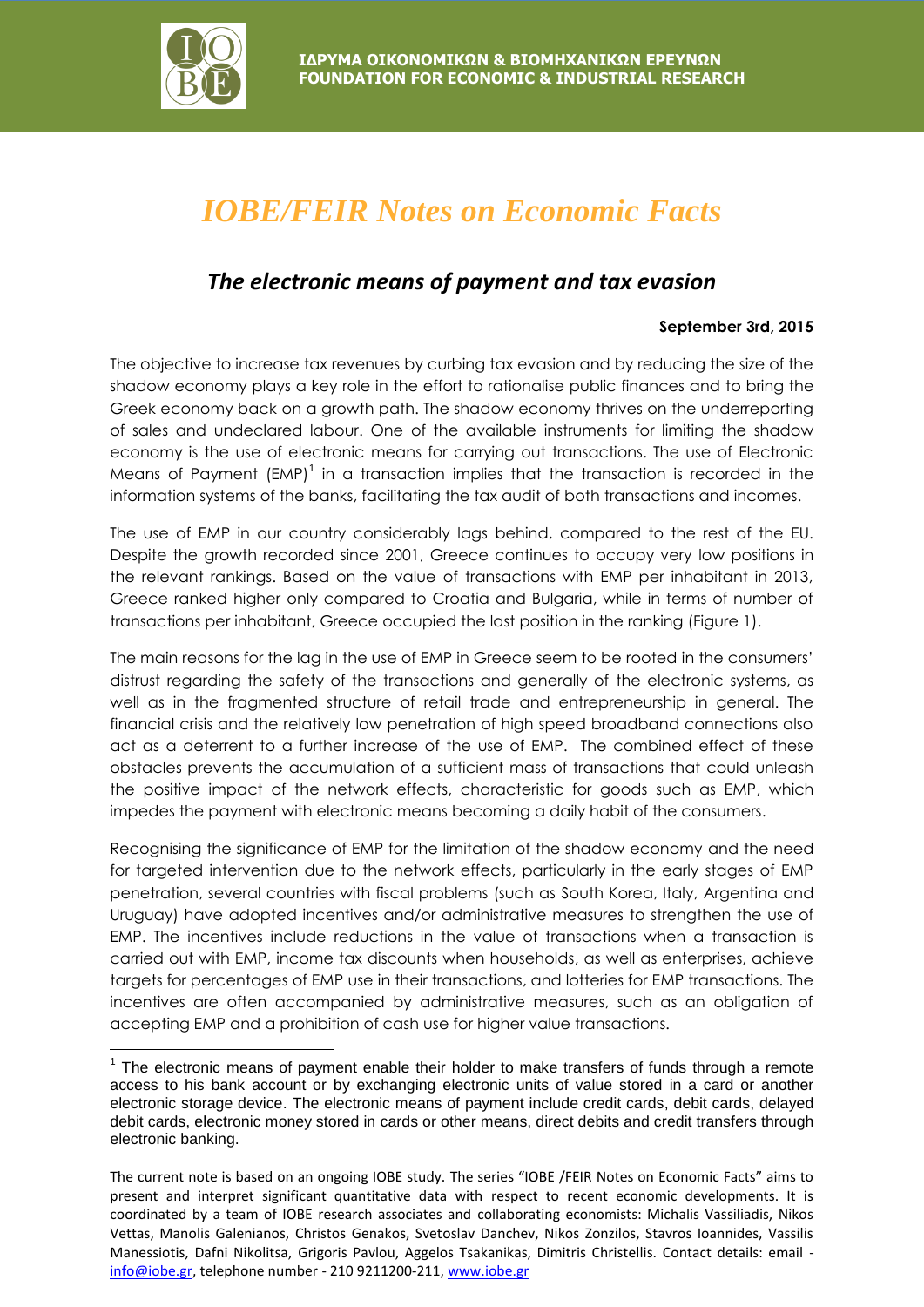ΙΔΡΥΜΑ ΟΙΚΟΝΟΜΙΚΩΝ & ΒΙΟΜΗΧΑΝΙΚΩΝ ΕΡΕΥΝΩΝ
FOUNDATION FOR ECONOMIC & INDUSTRIAL RESEARCH

# *IOBE/FEIR Notes on Economic Facts*

## *The electronic means of payment and tax evasion*

**September 3rd, 2015**

The objective to increase tax revenues by curbing tax evasion and by reducing the size of the shadow economy plays a key role in the effort to rationalise public finances and to bring the Greek economy back on a growth path. The shadow economy thrives on the underreporting of sales and undeclared labour. One of the available instruments for limiting the shadow economy is the use of electronic means for carrying out transactions. The use of Electronic Means of Payment (EMP)[1] in a transaction implies that the transaction is recorded in the information systems of the banks, facilitating the tax audit of both transactions and incomes.

The use of EMP in our country considerably lags behind, compared to the rest of the EU. Despite the growth recorded since 2001, Greece continues to occupy very low positions in the relevant rankings. Based on the value of transactions with EMP per inhabitant in 2013, Greece ranked higher only compared to Croatia and Bulgaria, while in terms of number of transactions per inhabitant, Greece occupied the last position in the ranking (Figure 1).

The main reasons for the lag in the use of EMP in Greece seem to be rooted in the consumers' distrust regarding the safety of the transactions and generally of the electronic systems, as well as in the fragmented structure of retail trade and entrepreneurship in general. The financial crisis and the relatively low penetration of high speed broadband connections also act as a deterrent to a further increase of the use of EMP. The combined effect of these obstacles prevents the accumulation of a sufficient mass of transactions that could unleash the positive impact of the network effects, characteristic for goods such as EMP, which impedes the payment with electronic means becoming a daily habit of the consumers.

Recognising the significance of EMP for the limitation of the shadow economy and the need for targeted intervention due to the network effects, particularly in the early stages of EMP penetration, several countries with fiscal problems (such as South Korea, Italy, Argentina and Uruguay) have adopted incentives and/or administrative measures to strengthen the use of EMP. The incentives include reductions in the value of transactions when a transaction is carried out with EMP, income tax discounts when households, as well as enterprises, achieve targets for percentages of EMP use in their transactions, and lotteries for EMP transactions. The incentives are often accompanied by administrative measures, such as an obligation of accepting EMP and a prohibition of cash use for higher value transactions.

[1] The electronic means of payment enable their holder to make transfers of funds through a remote access to his bank account or by exchanging electronic units of value stored in a card or another electronic storage device. The electronic means of payment include credit cards, debit cards, delayed debit cards, electronic money stored in cards or other means, direct debits and credit transfers through electronic banking.

The current note is based on an ongoing IOBE study. The series "IOBE /FEIR Notes on Economic Facts" aims to present and interpret significant quantitative data with respect to recent economic developments. It is coordinated by a team of IOBE research associates and collaborating economists: Michalis Vassiliadis, Nikos Vettas, Manolis Galenianos, Christos Genakos, Svetoslav Danchev, Nikos Zonzilos, Stavros Ioannides, Vassilis Manessiotis, Dafni Nikolitsa, Grigoris Pavlou, Aggelos Tsakanikas, Dimitris Christellis. Contact details: email - info@iobe.gr, telephone number - 210 9211200-211, www.iobe.gr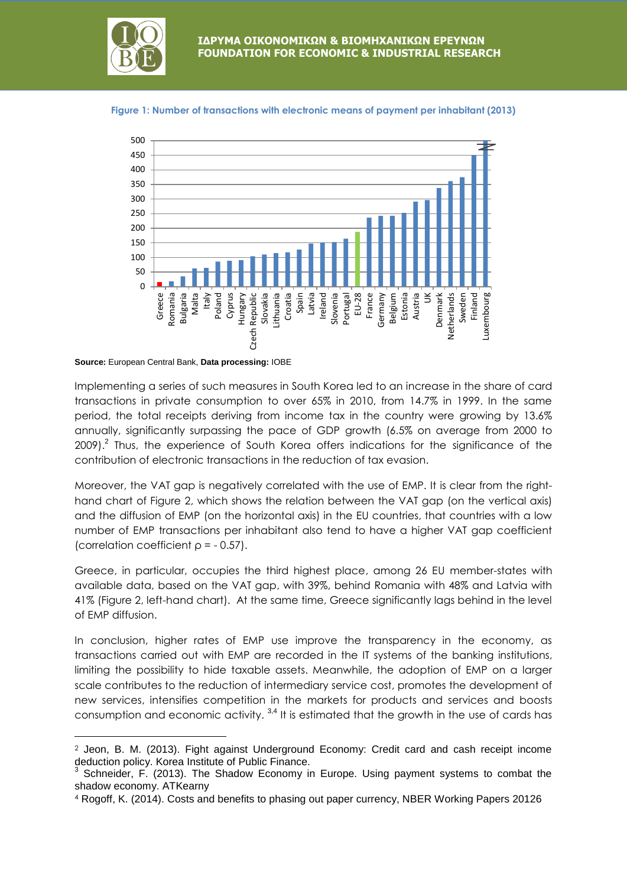Figure 1: Number of transactions with electronic means of payment per inhabitant (2013)

500
450
400
350
300
250
200
150
100
50
0

Greece
Romania
Bulgaria
Malta
Italy
Poland
Cyprus
Hungary
Czech Republic
Slovakia
Lithuania
Croatia
Spain
Latvia
Ireland
Slovenia
Portugal
EU-28
France
Germany
Belgium
Estonia
Austria
UK
Denmark
Netherlands
Sweden
Finland
Luxembourg

**Source:** European Central Bank, **Data processing:** IOBE

Implementing a series of such measures in South Korea led to an increase in the share of card transactions in private consumption to over 65% in 2010, from 14.7% in 1999. In the same period, the total receipts deriving from income tax in the country were growing by 13.6% annually, significantly surpassing the pace of GDP growth (6.5% on average from 2000 to 2009).[2] Thus, the experience of South Korea offers indications for the significance of the contribution of electronic transactions in the reduction of tax evasion.

Moreover, the VAT gap is negatively correlated with the use of EMP. It is clear from the right-hand chart of Figure 2, which shows the relation between the VAT gap (on the vertical axis) and the diffusion of EMP (on the horizontal axis) in the EU countries, that countries with a low number of EMP transactions per inhabitant also tend to have a higher VAT gap coefficient (correlation coefficient $\rho = -0.57$).

Greece, in particular, occupies the third highest place, among 26 EU member-states with available data, based on the VAT gap, with 39%, behind Romania with 48% and Latvia with 41% (Figure 2, left-hand chart). At the same time, Greece significantly lags behind in the level of EMP diffusion.

In conclusion, higher rates of EMP use improve the transparency in the economy, as transactions carried out with EMP are recorded in the IT systems of the banking institutions, limiting the possibility to hide taxable assets. Meanwhile, the adoption of EMP on a larger scale contributes to the reduction of intermediary service cost, promotes the development of new services, intensifies competition in the markets for products and services and boosts consumption and economic activity. [3,4] It is estimated that the growth in the use of cards has

---

[2] Jeon, B. M. (2013). Fight against Underground Economy: Credit card and cash receipt income deduction policy. Korea Institute of Public Finance.

[3] Schneider, F. (2013). The Shadow Economy in Europe. Using payment systems to combat the shadow economy. ATKearny

[4] Rogoff, K. (2014). Costs and benefits to phasing out paper currency, NBER Working Papers 20126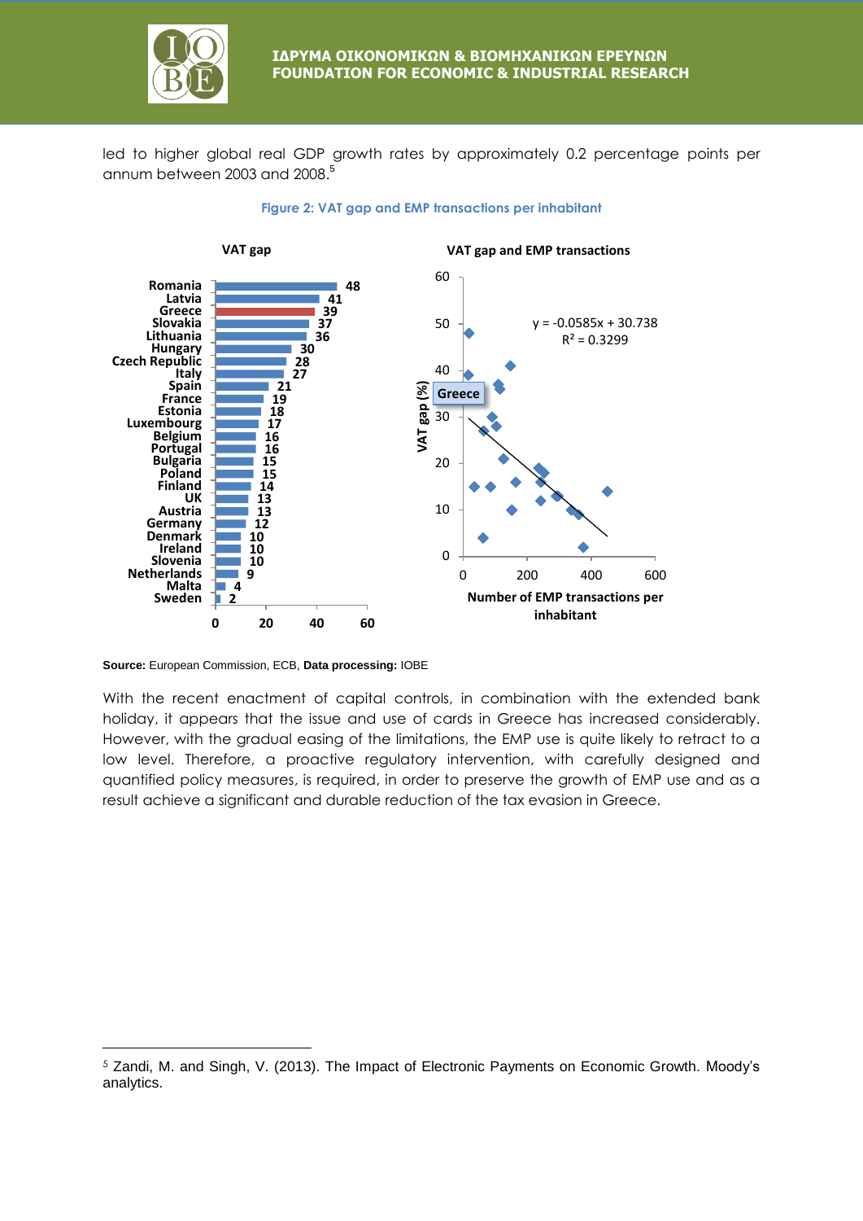led to higher global real GDP growth rates by approximately 0.2 percentage points per annum between 2003 and 2008.[5]

**Figure 2: VAT gap and EMP transactions per inhabitant**

VAT gap

Romania 48
Latvia 41
Greece 39
Slovakia 37
Lithuania 36
Hungary 30
Czech Republic 28
Italy 27
Spain 21
France 19
Estonia 18
Luxembourg 17
Belgium 16
Portugal 16
Bulgaria 15
Poland 15
Finland 14
UK 13
Austria 13
Germany 12
Denmark 10
Ireland 10
Slovenia 10
Netherlands 9
Malta 4
Sweden 2

0 20 40 60

VAT gap and EMP transactions

$y = -0.0585x + 30.738$
$R^2 = 0.3299$

Greece

VAT gap (%)

60 50 40 30 20 10 0

0 200 400 600

Number of EMP transactions per inhabitant

**Source:** European Commission, ECB, **Data processing:** IOBE

With the recent enactment of capital controls, in combination with the extended bank holiday, it appears that the issue and use of cards in Greece has increased considerably. However, with the gradual easing of the limitations, the EMP use is quite likely to retract to a low level. Therefore, a proactive regulatory intervention, with carefully designed and quantified policy measures, is required, in order to preserve the growth of EMP use and as a result achieve a significant and durable reduction of the tax evasion in Greece.

[5] Zandi, M. and Singh, V. (2013). The Impact of Electronic Payments on Economic Growth. Moody's analytics.